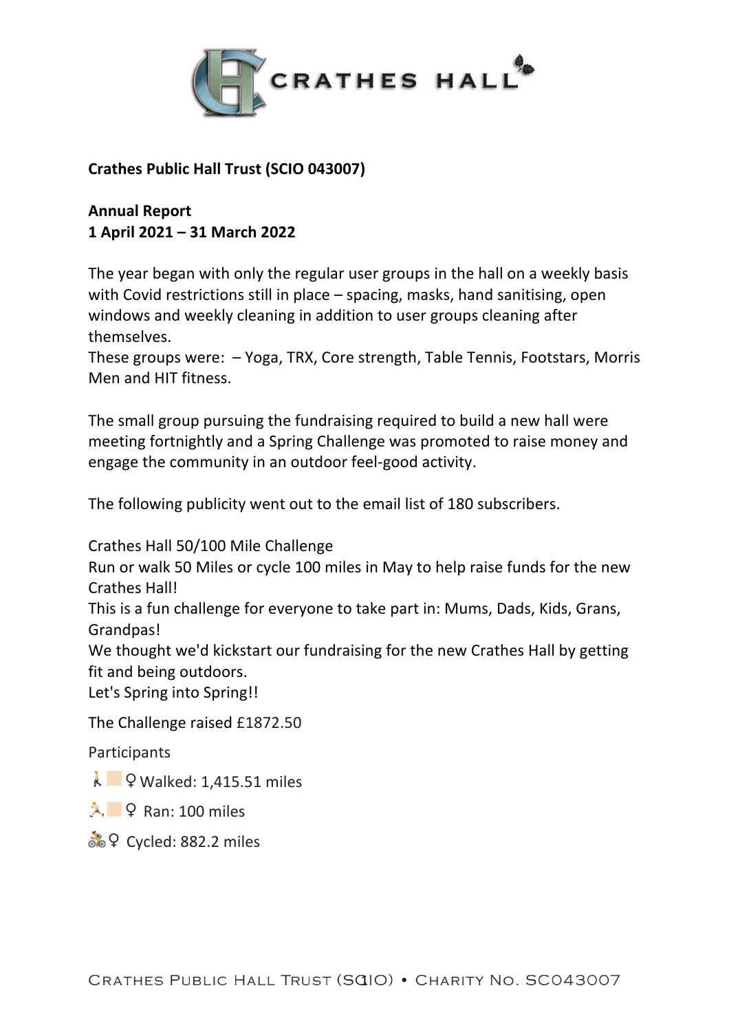**Crathes Public Hall Trust (SCIO 043007)**

**Annual Report**
**1 April 2021 – 31 March 2022**

The year began with only the regular user groups in the hall on a weekly basis with Covid restrictions still in place – spacing, masks, hand sanitising, open windows and weekly cleaning in addition to user groups cleaning after themselves.
These groups were: – Yoga, TRX, Core strength, Table Tennis, Footstars, Morris Men and HIT fitness.

The small group pursuing the fundraising required to build a new hall were meeting fortnightly and a Spring Challenge was promoted to raise money and engage the community in an outdoor feel-good activity.

The following publicity went out to the email list of 180 subscribers.

Crathes Hall 50/100 Mile Challenge
Run or walk 50 Miles or cycle 100 miles in May to help raise funds for the new Crathes Hall!
This is a fun challenge for everyone to take part in: Mums, Dads, Kids, Grans, Grandpas!
We thought we'd kickstart our fundraising for the new Crathes Hall by getting fit and being outdoors.
Let's Spring into Spring!!

The Challenge raised £1872.50

Participants

🚶‍♀️ Walked: 1,415.51 miles

🏃‍♀️ Ran: 100 miles

🚴‍♀️ Cycled: 882.2 miles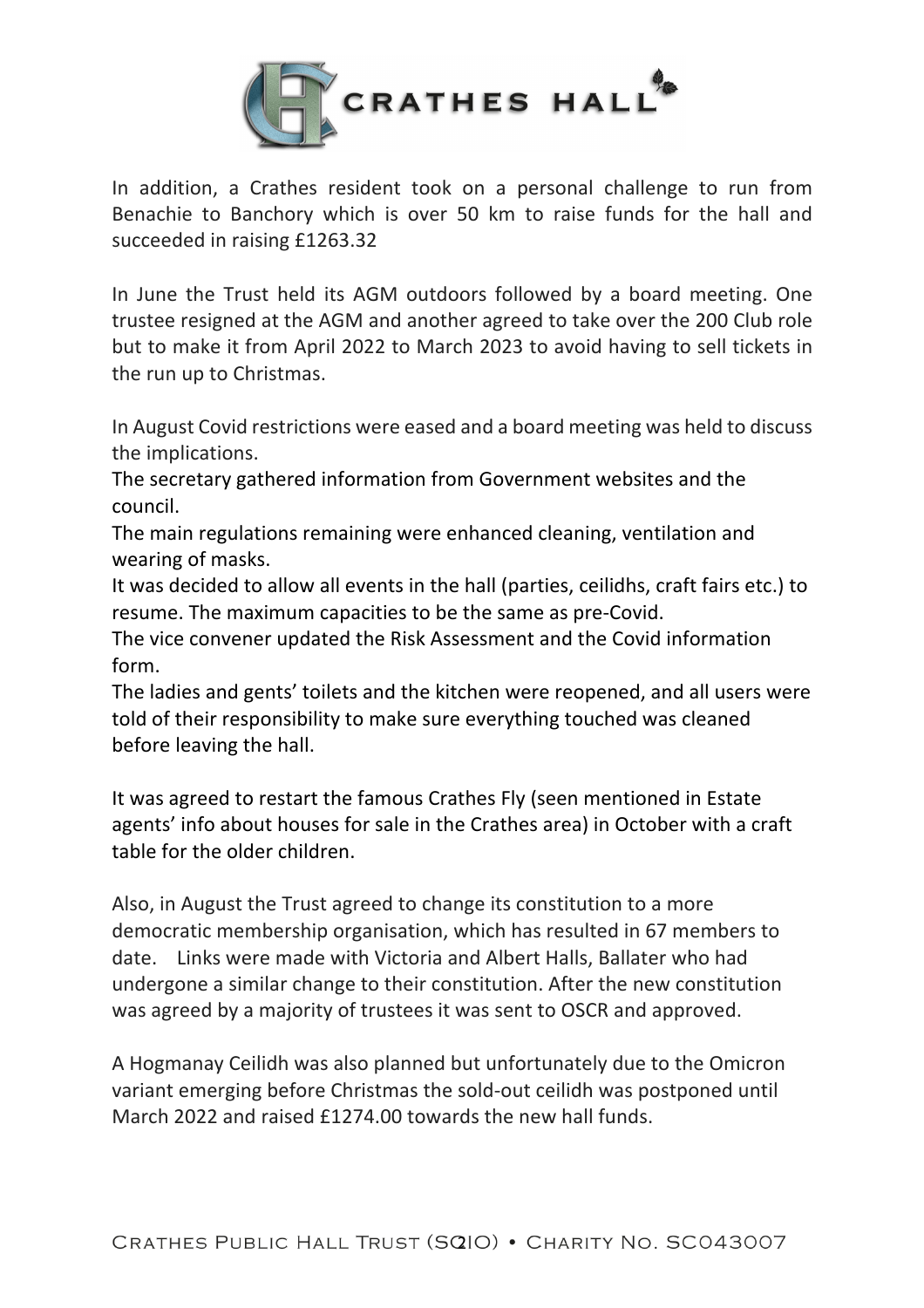In addition, a Crathes resident took on a personal challenge to run from Benachie to Banchory which is over 50 km to raise funds for the hall and succeeded in raising £1263.32

In June the Trust held its AGM outdoors followed by a board meeting. One trustee resigned at the AGM and another agreed to take over the 200 Club role but to make it from April 2022 to March 2023 to avoid having to sell tickets in the run up to Christmas.

In August Covid restrictions were eased and a board meeting was held to discuss the implications.
The secretary gathered information from Government websites and the council.
The main regulations remaining were enhanced cleaning, ventilation and wearing of masks.
It was decided to allow all events in the hall (parties, ceilidhs, craft fairs etc.) to resume. The maximum capacities to be the same as pre-Covid.
The vice convener updated the Risk Assessment and the Covid information form.
The ladies and gents' toilets and the kitchen were reopened, and all users were told of their responsibility to make sure everything touched was cleaned before leaving the hall.

It was agreed to restart the famous Crathes Fly (seen mentioned in Estate agents' info about houses for sale in the Crathes area) in October with a craft table for the older children.

Also, in August the Trust agreed to change its constitution to a more democratic membership organisation, which has resulted in 67 members to date. Links were made with Victoria and Albert Halls, Ballater who had undergone a similar change to their constitution. After the new constitution was agreed by a majority of trustees it was sent to OSCR and approved.

A Hogmanay Ceilidh was also planned but unfortunately due to the Omicron variant emerging before Christmas the sold-out ceilidh was postponed until March 2022 and raised £1274.00 towards the new hall funds.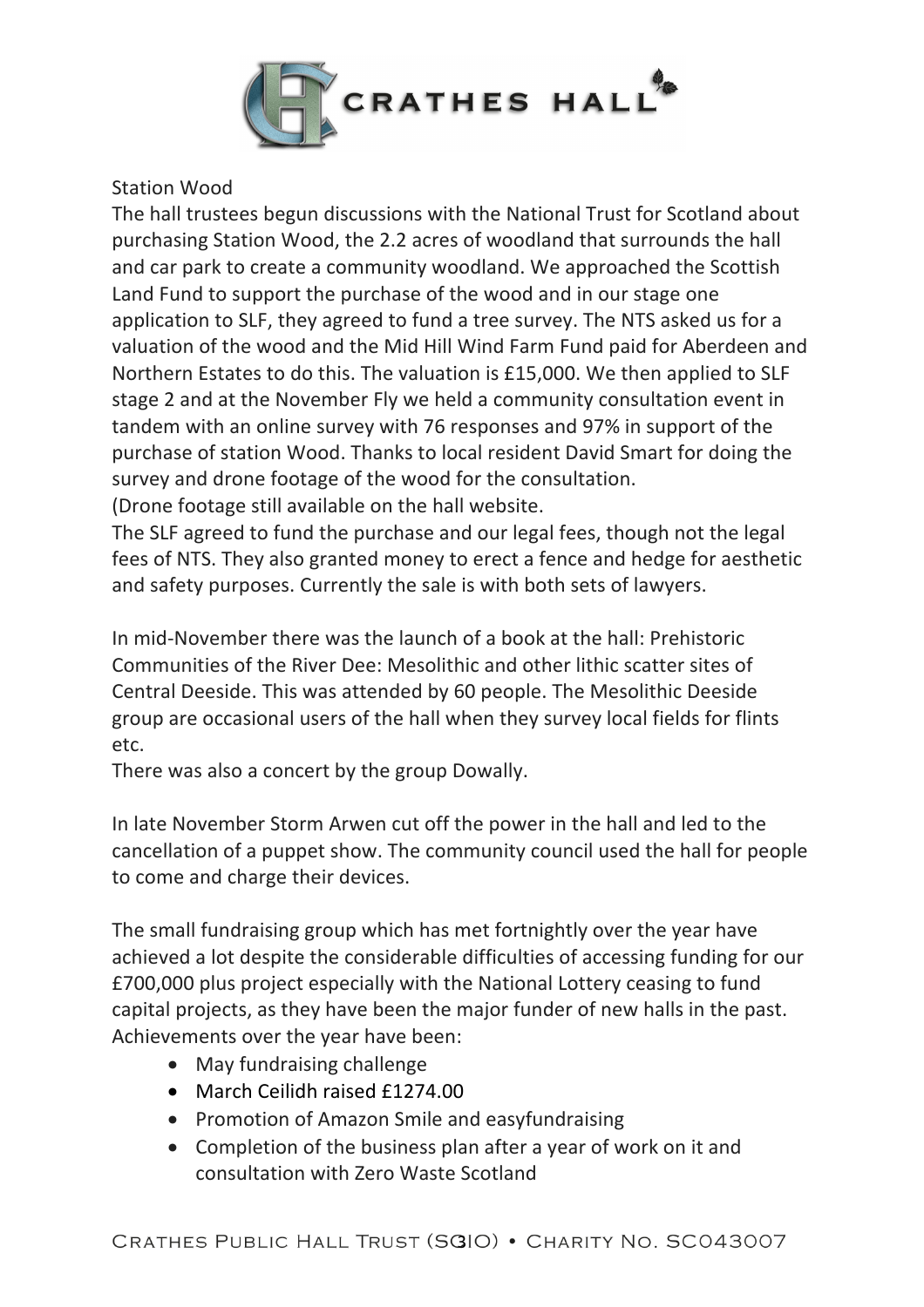Station Wood

The hall trustees begun discussions with the National Trust for Scotland about purchasing Station Wood, the 2.2 acres of woodland that surrounds the hall and car park to create a community woodland. We approached the Scottish Land Fund to support the purchase of the wood and in our stage one application to SLF, they agreed to fund a tree survey. The NTS asked us for a valuation of the wood and the Mid Hill Wind Farm Fund paid for Aberdeen and Northern Estates to do this. The valuation is £15,000. We then applied to SLF stage 2 and at the November Fly we held a community consultation event in tandem with an online survey with 76 responses and 97% in support of the purchase of station Wood. Thanks to local resident David Smart for doing the survey and drone footage of the wood for the consultation.
(Drone footage still available on the hall website.
The SLF agreed to fund the purchase and our legal fees, though not the legal fees of NTS. They also granted money to erect a fence and hedge for aesthetic and safety purposes. Currently the sale is with both sets of lawyers.

In mid-November there was the launch of a book at the hall: Prehistoric Communities of the River Dee: Mesolithic and other lithic scatter sites of Central Deeside. This was attended by 60 people. The Mesolithic Deeside group are occasional users of the hall when they survey local fields for flints etc.
There was also a concert by the group Dowally.

In late November Storm Arwen cut off the power in the hall and led to the cancellation of a puppet show. The community council used the hall for people to come and charge their devices.

The small fundraising group which has met fortnightly over the year have achieved a lot despite the considerable difficulties of accessing funding for our £700,000 plus project especially with the National Lottery ceasing to fund capital projects, as they have been the major funder of new halls in the past. Achievements over the year have been:

- May fundraising challenge
- March Ceilidh raised £1274.00
- Promotion of Amazon Smile and easyfundraising
- Completion of the business plan after a year of work on it and consultation with Zero Waste Scotland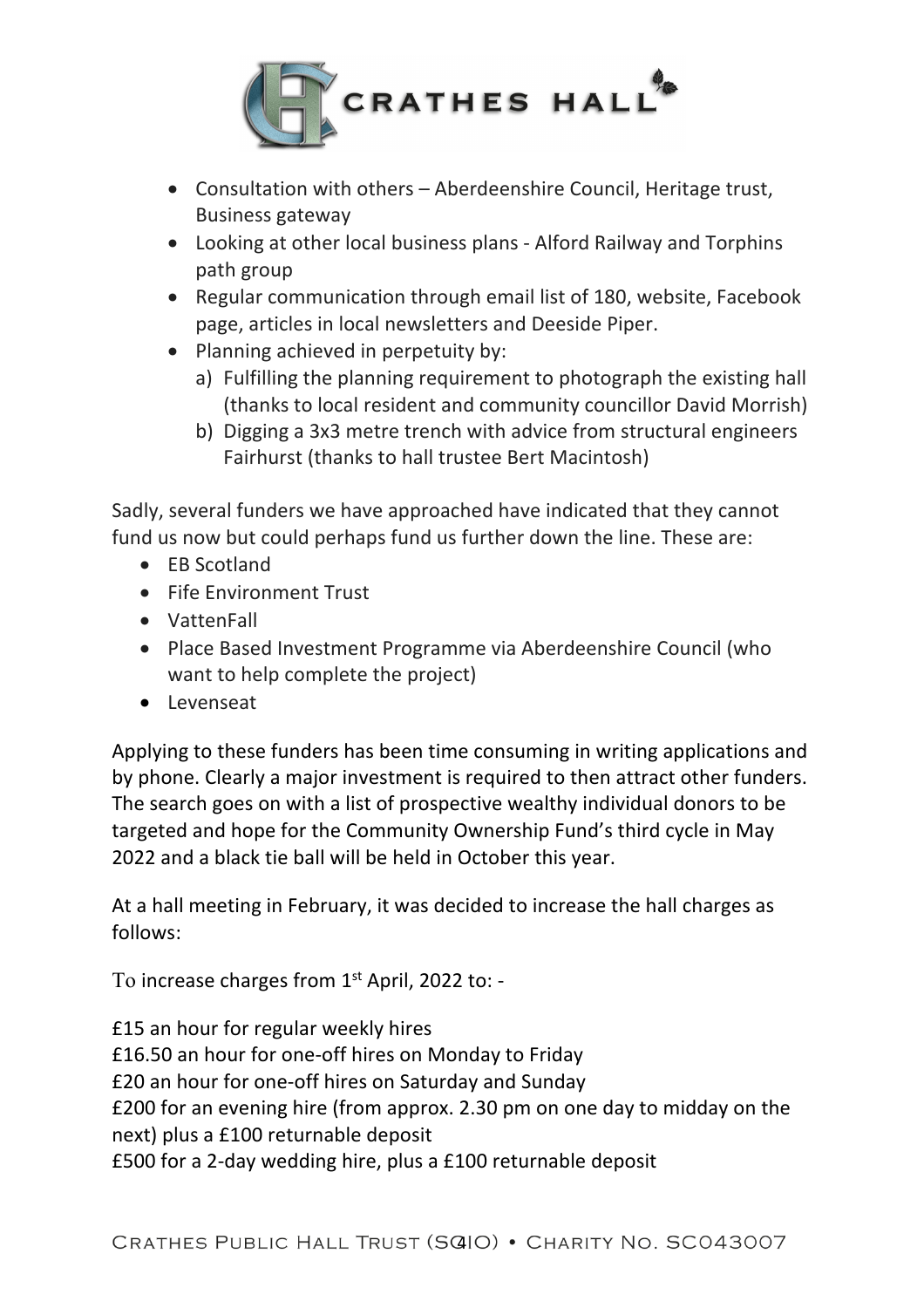- Consultation with others – Aberdeenshire Council, Heritage trust, Business gateway
- Looking at other local business plans - Alford Railway and Torphins path group
- Regular communication through email list of 180, website, Facebook page, articles in local newsletters and Deeside Piper.
- Planning achieved in perpetuity by:
  a) Fulfilling the planning requirement to photograph the existing hall (thanks to local resident and community councillor David Morrish)
  b) Digging a 3x3 metre trench with advice from structural engineers Fairhurst (thanks to hall trustee Bert Macintosh)

Sadly, several funders we have approached have indicated that they cannot fund us now but could perhaps fund us further down the line. These are:

- EB Scotland
- Fife Environment Trust
- VattenFall
- Place Based Investment Programme via Aberdeenshire Council (who want to help complete the project)
- Levenseat

Applying to these funders has been time consuming in writing applications and by phone. Clearly a major investment is required to then attract other funders. The search goes on with a list of prospective wealthy individual donors to be targeted and hope for the Community Ownership Fund's third cycle in May 2022 and a black tie ball will be held in October this year.

At a hall meeting in February, it was decided to increase the hall charges as follows:

To increase charges from 1st April, 2022 to: -

£15 an hour for regular weekly hires
£16.50 an hour for one-off hires on Monday to Friday
£20 an hour for one-off hires on Saturday and Sunday
£200 for an evening hire (from approx. 2.30 pm on one day to midday on the next) plus a £100 returnable deposit
£500 for a 2-day wedding hire, plus a £100 returnable deposit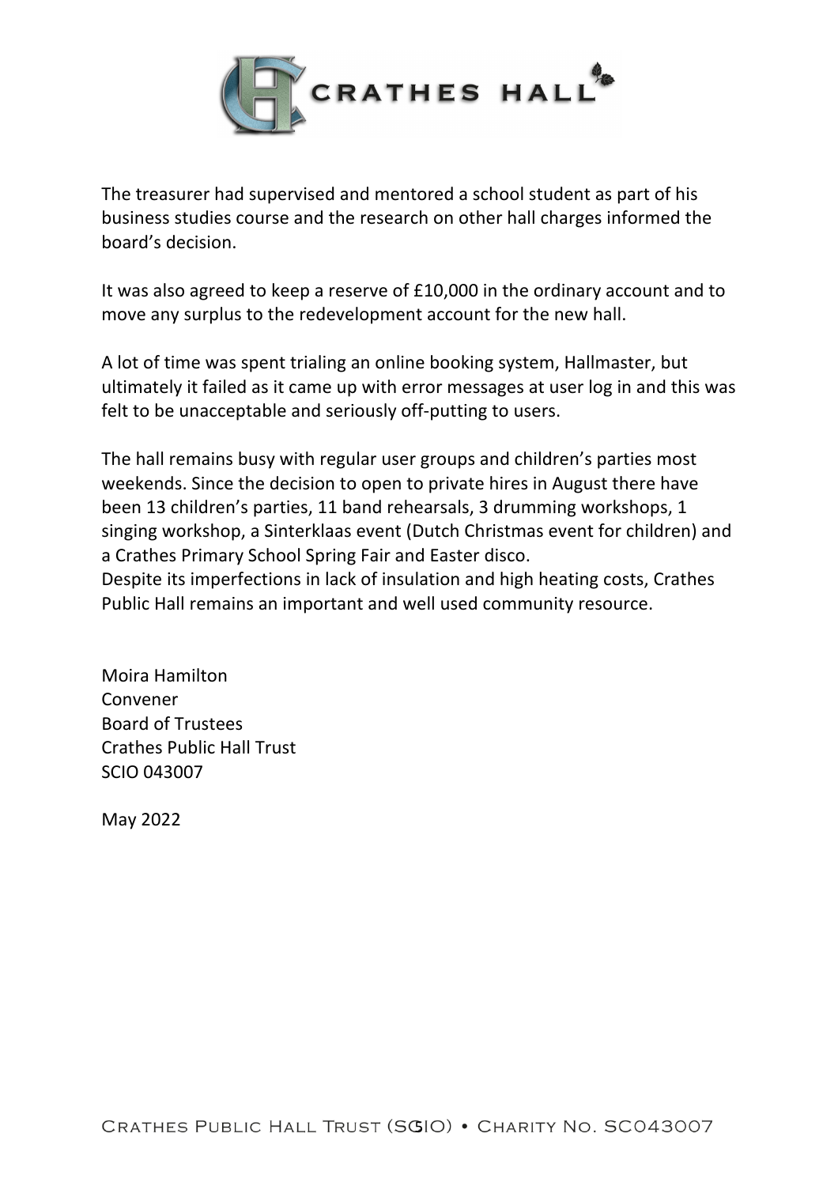The treasurer had supervised and mentored a school student as part of his business studies course and the research on other hall charges informed the board's decision.

It was also agreed to keep a reserve of £10,000 in the ordinary account and to move any surplus to the redevelopment account for the new hall.

A lot of time was spent trialing an online booking system, Hallmaster, but ultimately it failed as it came up with error messages at user log in and this was felt to be unacceptable and seriously off-putting to users.

The hall remains busy with regular user groups and children's parties most weekends. Since the decision to open to private hires in August there have been 13 children's parties, 11 band rehearsals, 3 drumming workshops, 1 singing workshop, a Sinterklaas event (Dutch Christmas event for children) and a Crathes Primary School Spring Fair and Easter disco.
Despite its imperfections in lack of insulation and high heating costs, Crathes Public Hall remains an important and well used community resource.

Moira Hamilton
Convener
Board of Trustees
Crathes Public Hall Trust
SCIO 043007

May 2022